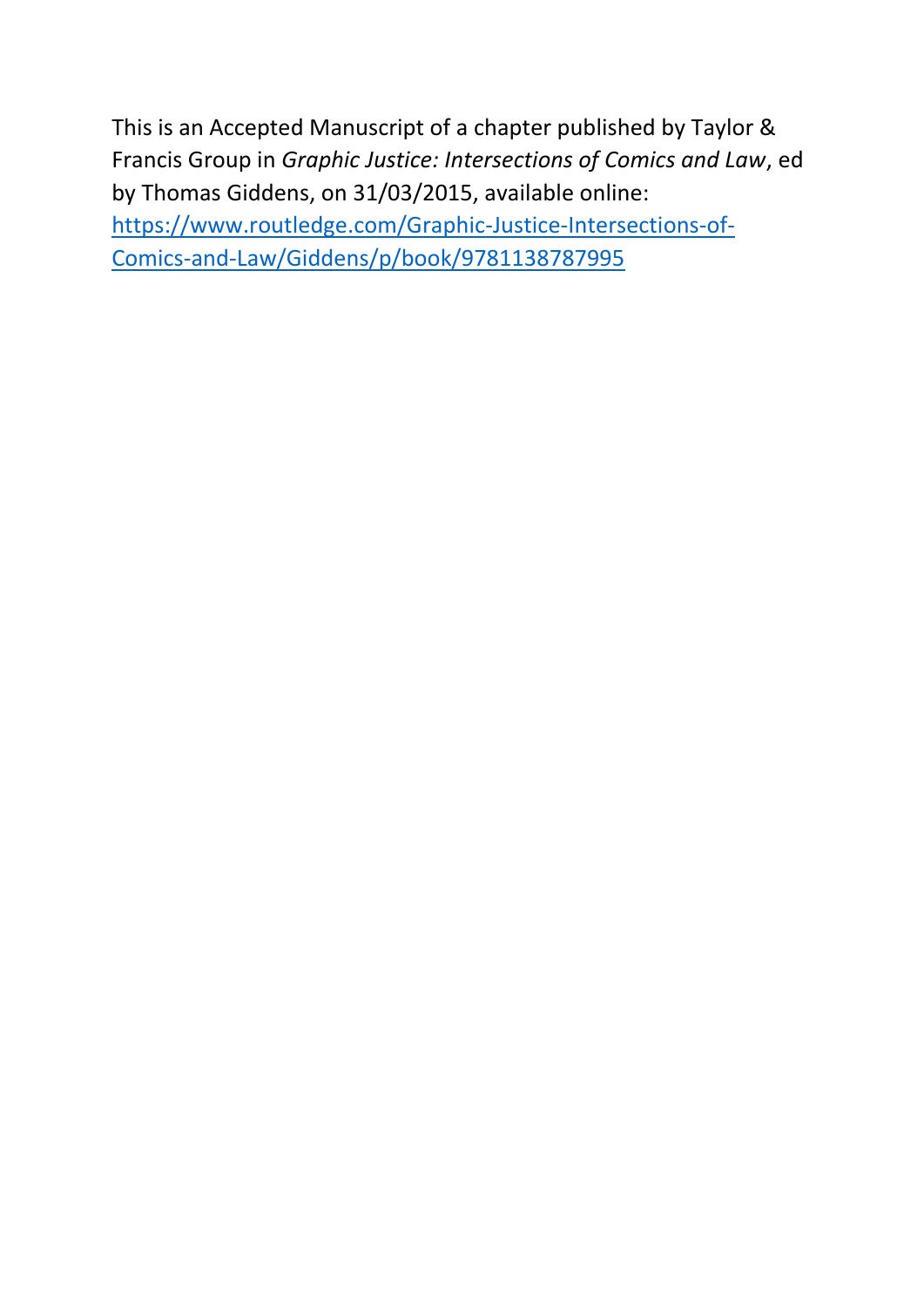This is an Accepted Manuscript of a chapter published by Taylor & Francis Group in *Graphic Justice: Intersections of Comics and Law*, ed by Thomas Giddens, on 31/03/2015, available online: [https://www.routledge.com/Graphic-Justice-Intersections-of-Comics-and-Law/Giddens/p/book/9781138787995](https://www.routledge.com/Graphic-Justice-Intersections-of-Comics-and-Law/Giddens/p/book/9781138787995)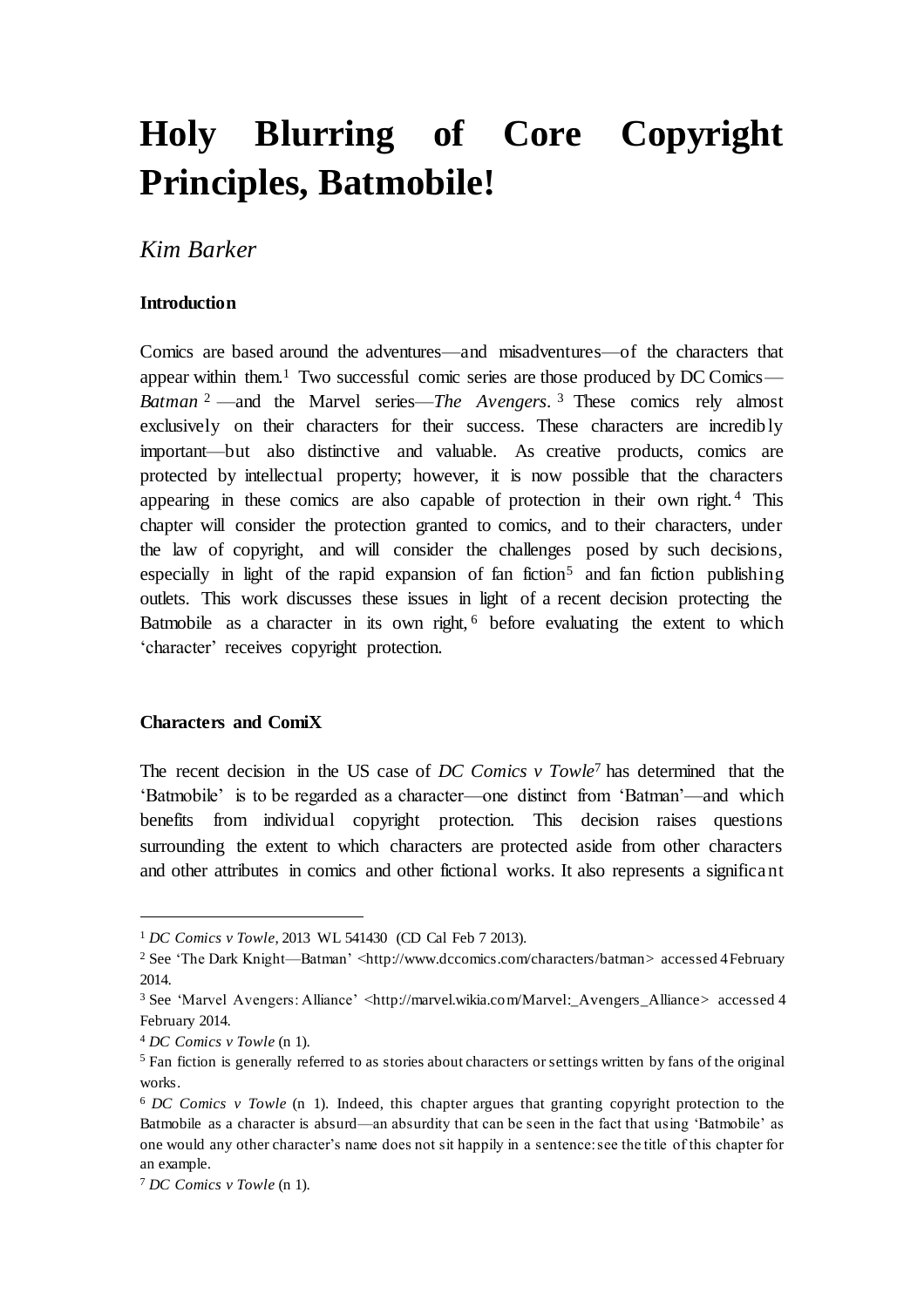# Holy Blurring of Core Copyright Principles, Batmobile!

*Kim Barker*

**Introduction**

Comics are based around the adventures—and misadventures—of the characters that appear within them.[1] Two successful comic series are those produced by DC Comics—*Batman*[2]—and the Marvel series—*The Avengers*.[3] These comics rely almost exclusively on their characters for their success. These characters are incredibly important—but also distinctive and valuable. As creative products, comics are protected by intellectual property; however, it is now possible that the characters appearing in these comics are also capable of protection in their own right.[4] This chapter will consider the protection granted to comics, and to their characters, under the law of copyright, and will consider the challenges posed by such decisions, especially in light of the rapid expansion of fan fiction[5] and fan fiction publishing outlets. This work discusses these issues in light of a recent decision protecting the Batmobile as a character in its own right,[6] before evaluating the extent to which 'character' receives copyright protection.

**Characters and ComiX**

The recent decision in the US case of *DC Comics v Towle*[7] has determined that the 'Batmobile' is to be regarded as a character—one distinct from 'Batman'—and which benefits from individual copyright protection. This decision raises questions surrounding the extent to which characters are protected aside from other characters and other attributes in comics and other fictional works. It also represents a significant

---

[1] *DC Comics v Towle*, 2013 WL 541430 (CD Cal Feb 7 2013).

[2] See 'The Dark Knight—Batman' <http://www.dccomics.com/characters/batman> accessed 4 February 2014.

[3] See 'Marvel Avengers: Alliance' <http://marvel.wikia.com/Marvel:_Avengers_Alliance> accessed 4 February 2014.

[4] *DC Comics v Towle* (n 1).

[5] Fan fiction is generally referred to as stories about characters or settings written by fans of the original works.

[6] *DC Comics v Towle* (n 1). Indeed, this chapter argues that granting copyright protection to the Batmobile as a character is absurd—an absurdity that can be seen in the fact that using 'Batmobile' as one would any other character's name does not sit happily in a sentence: see the title of this chapter for an example.

[7] *DC Comics v Towle* (n 1).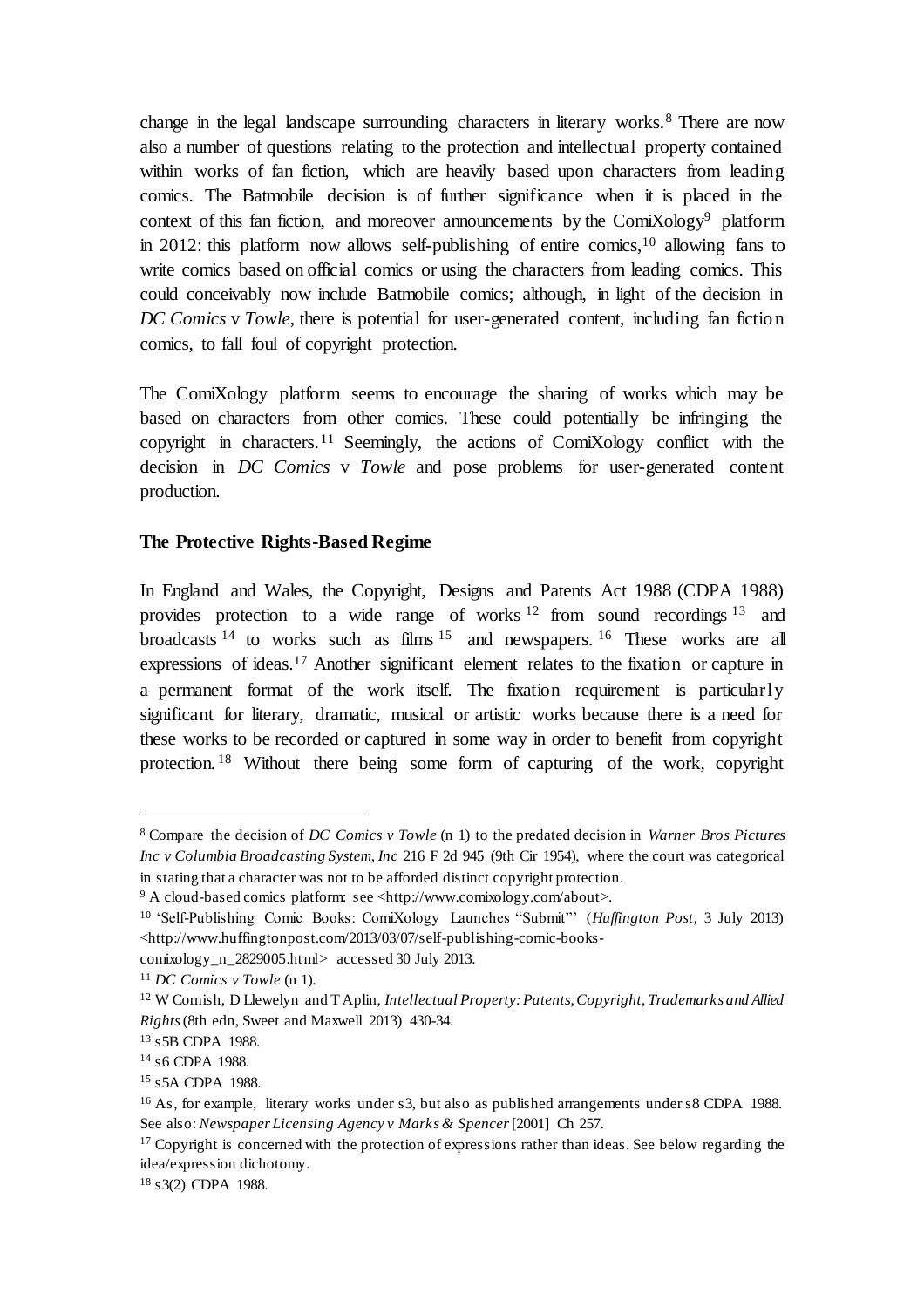change in the legal landscape surrounding characters in literary works.[8] There are now also a number of questions relating to the protection and intellectual property contained within works of fan fiction, which are heavily based upon characters from leading comics. The Batmobile decision is of further significance when it is placed in the context of this fan fiction, and moreover announcements by the ComiXology[9] platform in 2012: this platform now allows self-publishing of entire comics,[10] allowing fans to write comics based on official comics or using the characters from leading comics. This could conceivably now include Batmobile comics; although, in light of the decision in *DC Comics* v *Towle*, there is potential for user-generated content, including fan fiction comics, to fall foul of copyright protection.

The ComiXology platform seems to encourage the sharing of works which may be based on characters from other comics. These could potentially be infringing the copyright in characters.[11] Seemingly, the actions of ComiXology conflict with the decision in *DC Comics* v *Towle* and pose problems for user-generated content production.

**The Protective Rights-Based Regime**

In England and Wales, the Copyright, Designs and Patents Act 1988 (CDPA 1988) provides protection to a wide range of works[12] from sound recordings[13] and broadcasts[14] to works such as films[15] and newspapers.[16] These works are all expressions of ideas.[17] Another significant element relates to the fixation or capture in a permanent format of the work itself. The fixation requirement is particularly significant for literary, dramatic, musical or artistic works because there is a need for these works to be recorded or captured in some way in order to benefit from copyright protection.[18] Without there being some form of capturing of the work, copyright

---

[8] Compare the decision of *DC Comics v Towle* (n 1) to the predated decision in *Warner Bros Pictures Inc v Columbia Broadcasting System, Inc* 216 F 2d 945 (9th Cir 1954), where the court was categorical in stating that a character was not to be afforded distinct copyright protection.

[9] A cloud-based comics platform: see <http://www.comixology.com/about>.

[10] 'Self-Publishing Comic Books: ComiXology Launches "Submit"' (*Huffington Post*, 3 July 2013) <http://www.huffingtonpost.com/2013/03/07/self-publishing-comic-books-comixology_n_2829005.html> accessed 30 July 2013.

[11] *DC Comics v Towle* (n 1).

[12] W Cornish, D Llewelyn and T Aplin, *Intellectual Property: Patents, Copyright, Trademarks and Allied Rights* (8th edn, Sweet and Maxwell 2013) 430-34.

[13] s5B CDPA 1988.

[14] s6 CDPA 1988.

[15] s5A CDPA 1988.

[16] As, for example, literary works under s3, but also as published arrangements under s8 CDPA 1988. See also: *Newspaper Licensing Agency v Marks & Spencer* [2001] Ch 257.

[17] Copyright is concerned with the protection of expressions rather than ideas. See below regarding the idea/expression dichotomy.

[18] s3(2) CDPA 1988.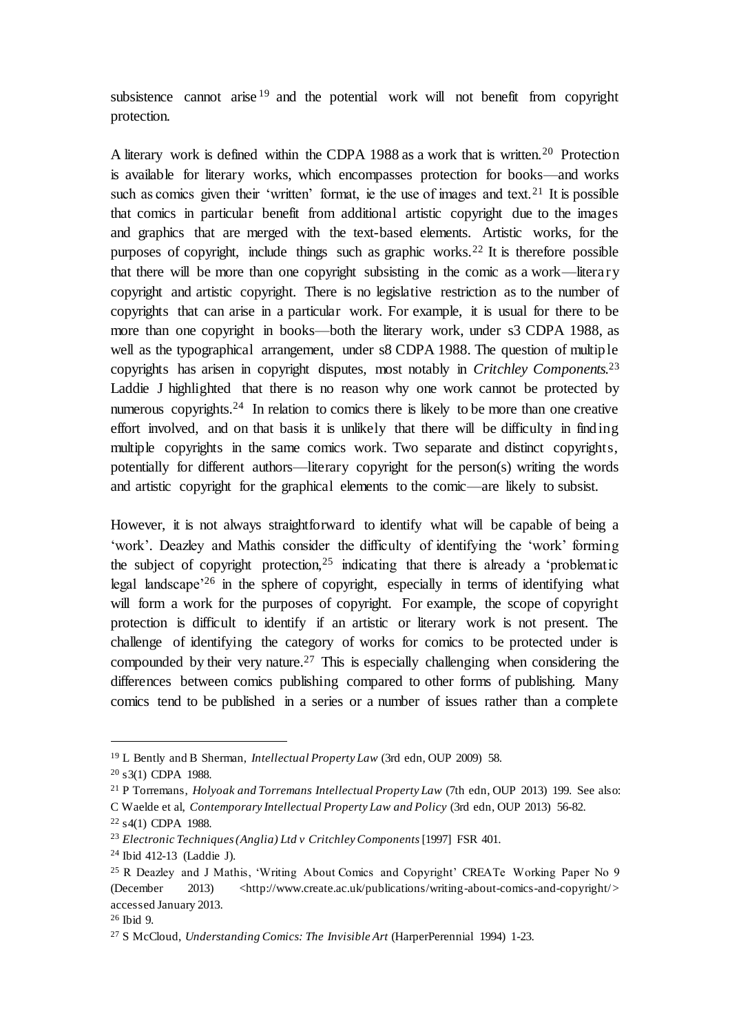subsistence cannot arise[19] and the potential work will not benefit from copyright protection.

A literary work is defined within the CDPA 1988 as a work that is written.[20] Protection is available for literary works, which encompasses protection for books—and works such as comics given their 'written' format, ie the use of images and text.[21] It is possible that comics in particular benefit from additional artistic copyright due to the images and graphics that are merged with the text-based elements. Artistic works, for the purposes of copyright, include things such as graphic works.[22] It is therefore possible that there will be more than one copyright subsisting in the comic as a work—literary copyright and artistic copyright. There is no legislative restriction as to the number of copyrights that can arise in a particular work. For example, it is usual for there to be more than one copyright in books—both the literary work, under s3 CDPA 1988, as well as the typographical arrangement, under s8 CDPA 1988. The question of multiple copyrights has arisen in copyright disputes, most notably in *Critchley Components*.[23] Laddie J highlighted that there is no reason why one work cannot be protected by numerous copyrights.[24] In relation to comics there is likely to be more than one creative effort involved, and on that basis it is unlikely that there will be difficulty in finding multiple copyrights in the same comics work. Two separate and distinct copyrights, potentially for different authors—literary copyright for the person(s) writing the words and artistic copyright for the graphical elements to the comic—are likely to subsist.

However, it is not always straightforward to identify what will be capable of being a 'work'. Deazley and Mathis consider the difficulty of identifying the 'work' forming the subject of copyright protection,[25] indicating that there is already a 'problematic legal landscape'[26] in the sphere of copyright, especially in terms of identifying what will form a work for the purposes of copyright. For example, the scope of copyright protection is difficult to identify if an artistic or literary work is not present. The challenge of identifying the category of works for comics to be protected under is compounded by their very nature.[27] This is especially challenging when considering the differences between comics publishing compared to other forms of publishing. Many comics tend to be published in a series or a number of issues rather than a complete

---

[19] L Bently and B Sherman, *Intellectual Property Law* (3rd edn, OUP 2009) 58.

[20] s3(1) CDPA 1988.

[21] P Torremans, *Holyoak and Torremans Intellectual Property Law* (7th edn, OUP 2013) 199. See also: C Waelde et al, *Contemporary Intellectual Property Law and Policy* (3rd edn, OUP 2013) 56-82.

[22] s4(1) CDPA 1988.

[23] *Electronic Techniques (Anglia) Ltd v Critchley Components* [1997] FSR 401.

[24] Ibid 412-13 (Laddie J).

[25] R Deazley and J Mathis, 'Writing About Comics and Copyright' CREATe Working Paper No 9 (December 2013) <http://www.create.ac.uk/publications/writing-about-comics-and-copyright/> accessed January 2013.

[26] Ibid 9.

[27] S McCloud, *Understanding Comics: The Invisible Art* (HarperPerennial 1994) 1-23.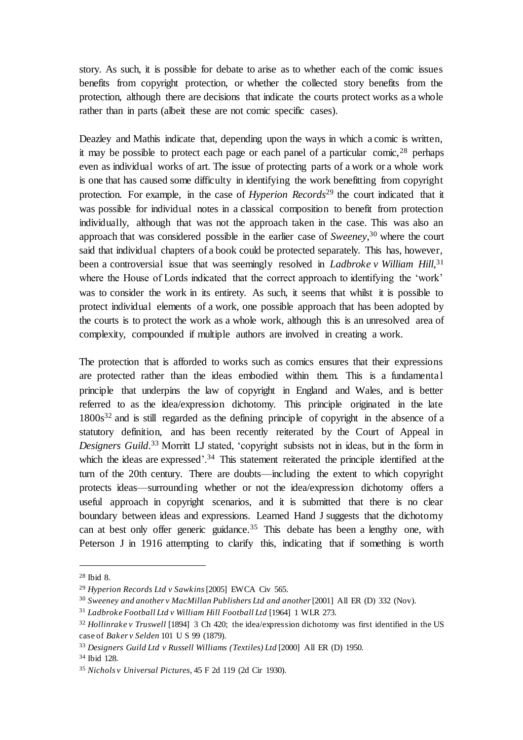story. As such, it is possible for debate to arise as to whether each of the comic issues benefits from copyright protection, or whether the collected story benefits from the protection, although there are decisions that indicate the courts protect works as a whole rather than in parts (albeit these are not comic specific cases).

Deazley and Mathis indicate that, depending upon the ways in which a comic is written, it may be possible to protect each page or each panel of a particular comic,[28] perhaps even as individual works of art. The issue of protecting parts of a work or a whole work is one that has caused some difficulty in identifying the work benefitting from copyright protection. For example, in the case of *Hyperion Records*[29] the court indicated that it was possible for individual notes in a classical composition to benefit from protection individually, although that was not the approach taken in the case. This was also an approach that was considered possible in the earlier case of *Sweeney*,[30] where the court said that individual chapters of a book could be protected separately. This has, however, been a controversial issue that was seemingly resolved in *Ladbroke v William Hill*,[31] where the House of Lords indicated that the correct approach to identifying the 'work' was to consider the work in its entirety. As such, it seems that whilst it is possible to protect individual elements of a work, one possible approach that has been adopted by the courts is to protect the work as a whole work, although this is an unresolved area of complexity, compounded if multiple authors are involved in creating a work.

The protection that is afforded to works such as comics ensures that their expressions are protected rather than the ideas embodied within them. This is a fundamental principle that underpins the law of copyright in England and Wales, and is better referred to as the idea/expression dichotomy. This principle originated in the late 1800s[32] and is still regarded as the defining principle of copyright in the absence of a statutory definition, and has been recently reiterated by the Court of Appeal in *Designers Guild*.[33] Morritt LJ stated, 'copyright subsists not in ideas, but in the form in which the ideas are expressed'.[34] This statement reiterated the principle identified at the turn of the 20th century. There are doubts—including the extent to which copyright protects ideas—surrounding whether or not the idea/expression dichotomy offers a useful approach in copyright scenarios, and it is submitted that there is no clear boundary between ideas and expressions. Learned Hand J suggests that the dichotomy can at best only offer generic guidance.[35] This debate has been a lengthy one, with Peterson J in 1916 attempting to clarify this, indicating that if something is worth

---

[28] Ibid 8.

[29] *Hyperion Records Ltd v Sawkins* [2005] EWCA Civ 565.

[30] *Sweeney and another v MacMillan Publishers Ltd and another* [2001] All ER (D) 332 (Nov).

[31] *Ladbroke Football Ltd v William Hill Football Ltd* [1964] 1 WLR 273.

[32] *Hollinrake v Truswell* [1894] 3 Ch 420; the idea/expression dichotomy was first identified in the US case of *Baker v Selden* 101 U S 99 (1879).

[33] *Designers Guild Ltd v Russell Williams (Textiles) Ltd* [2000] All ER (D) 1950.

[34] Ibid 128.

[35] *Nichols v Universal Pictures*, 45 F 2d 119 (2d Cir 1930).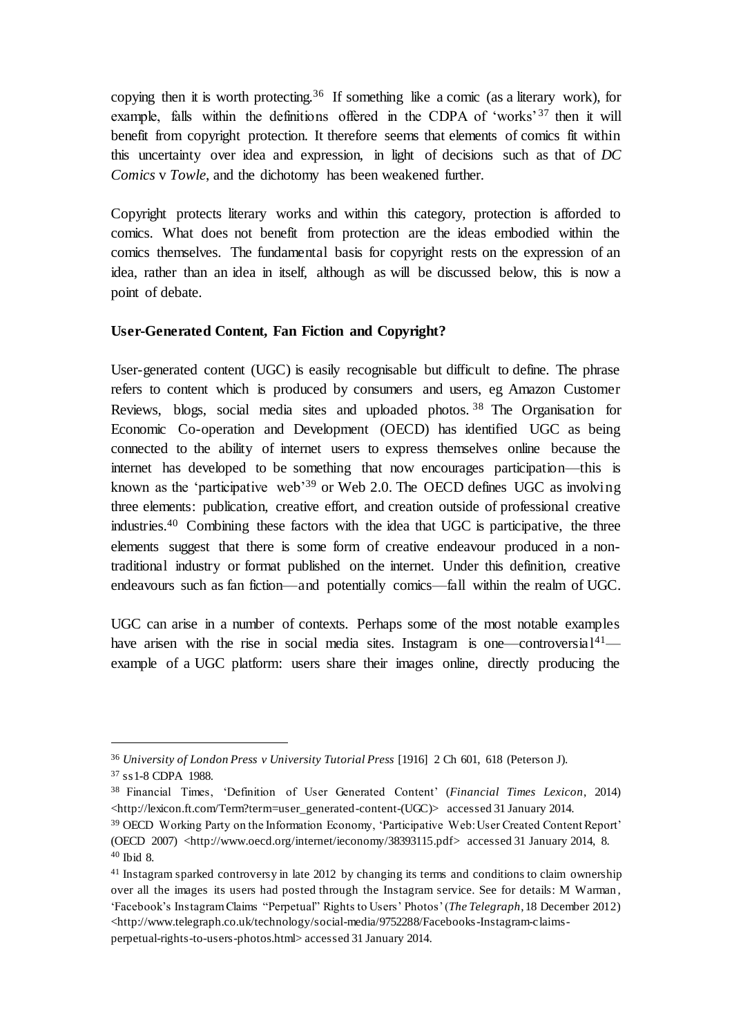copying then it is worth protecting.[36] If something like a comic (as a literary work), for example, falls within the definitions offered in the CDPA of 'works'[37] then it will benefit from copyright protection. It therefore seems that elements of comics fit within this uncertainty over idea and expression, in light of decisions such as that of *DC Comics* v *Towle*, and the dichotomy has been weakened further.

Copyright protects literary works and within this category, protection is afforded to comics. What does not benefit from protection are the ideas embodied within the comics themselves. The fundamental basis for copyright rests on the expression of an idea, rather than an idea in itself, although as will be discussed below, this is now a point of debate.

**User-Generated Content, Fan Fiction and Copyright?**

User-generated content (UGC) is easily recognisable but difficult to define. The phrase refers to content which is produced by consumers and users, eg Amazon Customer Reviews, blogs, social media sites and uploaded photos.[38] The Organisation for Economic Co-operation and Development (OECD) has identified UGC as being connected to the ability of internet users to express themselves online because the internet has developed to be something that now encourages participation—this is known as the 'participative web'[39] or Web 2.0. The OECD defines UGC as involving three elements: publication, creative effort, and creation outside of professional creative industries.[40] Combining these factors with the idea that UGC is participative, the three elements suggest that there is some form of creative endeavour produced in a non-traditional industry or format published on the internet. Under this definition, creative endeavours such as fan fiction—and potentially comics—fall within the realm of UGC.

UGC can arise in a number of contexts. Perhaps some of the most notable examples have arisen with the rise in social media sites. Instagram is one—controversial[41]—example of a UGC platform: users share their images online, directly producing the

---

[36] *University of London Press v University Tutorial Press* [1916] 2 Ch 601, 618 (Peterson J).

[37] ss1-8 CDPA 1988.

[38] Financial Times, 'Definition of User Generated Content' (*Financial Times Lexicon*, 2014) <http://lexicon.ft.com/Term?term=user_generated-content-(UGC)> accessed 31 January 2014.

[39] OECD Working Party on the Information Economy, 'Participative Web: User Created Content Report' (OECD 2007) <http://www.oecd.org/internet/ieconomy/38393115.pdf> accessed 31 January 2014, 8.

[40] Ibid 8.

[41] Instagram sparked controversy in late 2012 by changing its terms and conditions to claim ownership over all the images its users had posted through the Instagram service. See for details: M Warman, 'Facebook's Instagram Claims "Perpetual" Rights to Users' Photos' (*The Telegraph*, 18 December 2012) <http://www.telegraph.co.uk/technology/social-media/9752288/Facebooks-Instagram-claims-perpetual-rights-to-users-photos.html> accessed 31 January 2014.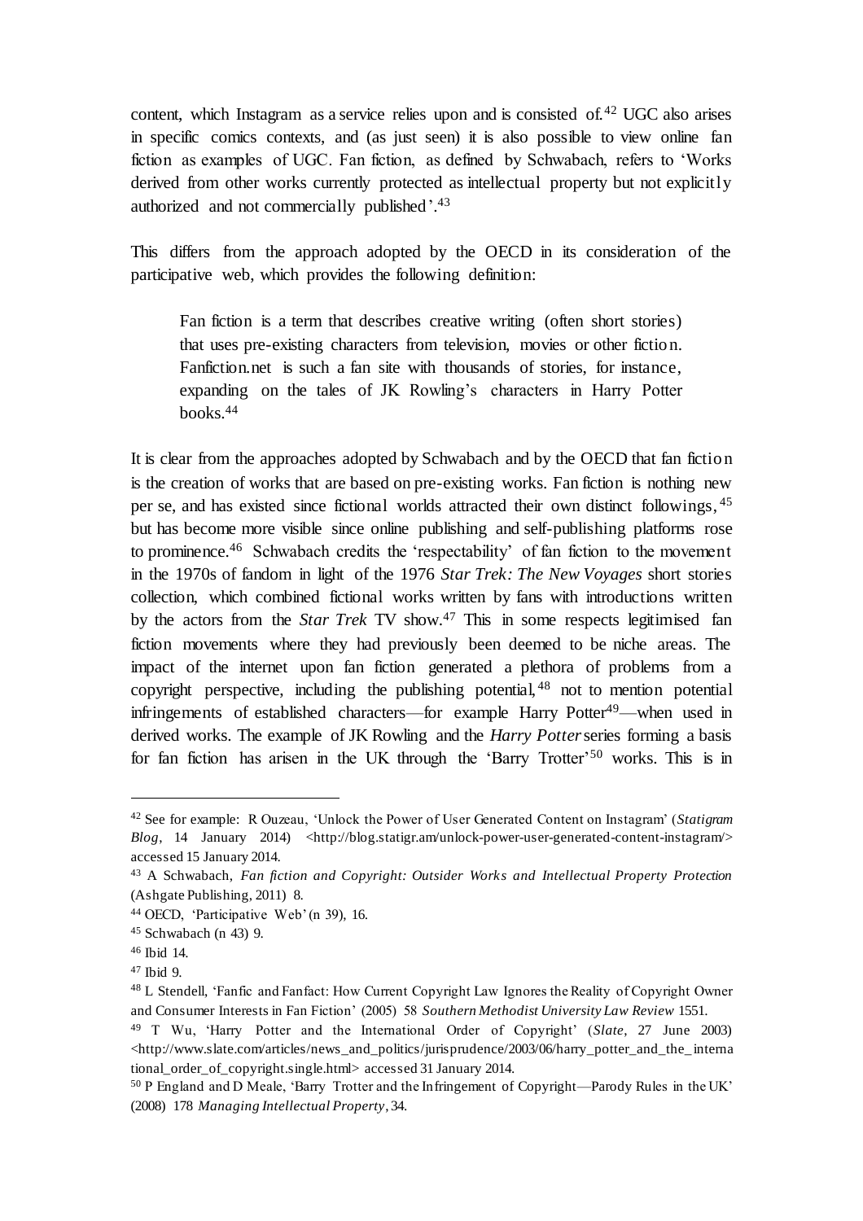content, which Instagram as a service relies upon and is consisted of.[42] UGC also arises in specific comics contexts, and (as just seen) it is also possible to view online fan fiction as examples of UGC. Fan fiction, as defined by Schwabach, refers to 'Works derived from other works currently protected as intellectual property but not explicitly authorized and not commercially published'.[43]

This differs from the approach adopted by the OECD in its consideration of the participative web, which provides the following definition:

> Fan fiction is a term that describes creative writing (often short stories) that uses pre-existing characters from television, movies or other fiction. Fanfiction.net is such a fan site with thousands of stories, for instance, expanding on the tales of JK Rowling's characters in Harry Potter books.[44]

It is clear from the approaches adopted by Schwabach and by the OECD that fan fiction is the creation of works that are based on pre-existing works. Fan fiction is nothing new per se, and has existed since fictional worlds attracted their own distinct followings,[45] but has become more visible since online publishing and self-publishing platforms rose to prominence.[46] Schwabach credits the 'respectability' of fan fiction to the movement in the 1970s of fandom in light of the 1976 *Star Trek: The New Voyages* short stories collection, which combined fictional works written by fans with introductions written by the actors from the *Star Trek* TV show.[47] This in some respects legitimised fan fiction movements where they had previously been deemed to be niche areas. The impact of the internet upon fan fiction generated a plethora of problems from a copyright perspective, including the publishing potential,[48] not to mention potential infringements of established characters—for example Harry Potter[49]—when used in derived works. The example of JK Rowling and the *Harry Potter* series forming a basis for fan fiction has arisen in the UK through the 'Barry Trotter'[50] works. This is in

---

[42] See for example: R Ouzeau, 'Unlock the Power of User Generated Content on Instagram' (*Statigram Blog*, 14 January 2014) <http://blog.statigr.am/unlock-power-user-generated-content-instagram/> accessed 15 January 2014.

[43] A Schwabach, *Fan fiction and Copyright: Outsider Works and Intellectual Property Protection* (Ashgate Publishing, 2011) 8.

[44] OECD, 'Participative Web' (n 39), 16.

[45] Schwabach (n 43) 9.

[46] Ibid 14.

[47] Ibid 9.

[48] L Stendell, 'Fanfic and Fanfact: How Current Copyright Law Ignores the Reality of Copyright Owner and Consumer Interests in Fan Fiction' (2005) 58 *Southern Methodist University Law Review* 1551.

[49] T Wu, 'Harry Potter and the International Order of Copyright' (*Slate*, 27 June 2003) <http://www.slate.com/articles/news_and_politics/jurisprudence/2003/06/harry_potter_and_the_international_order_of_copyright.single.html> accessed 31 January 2014.

[50] P England and D Meale, 'Barry Trotter and the Infringement of Copyright—Parody Rules in the UK' (2008) 178 *Managing Intellectual Property*, 34.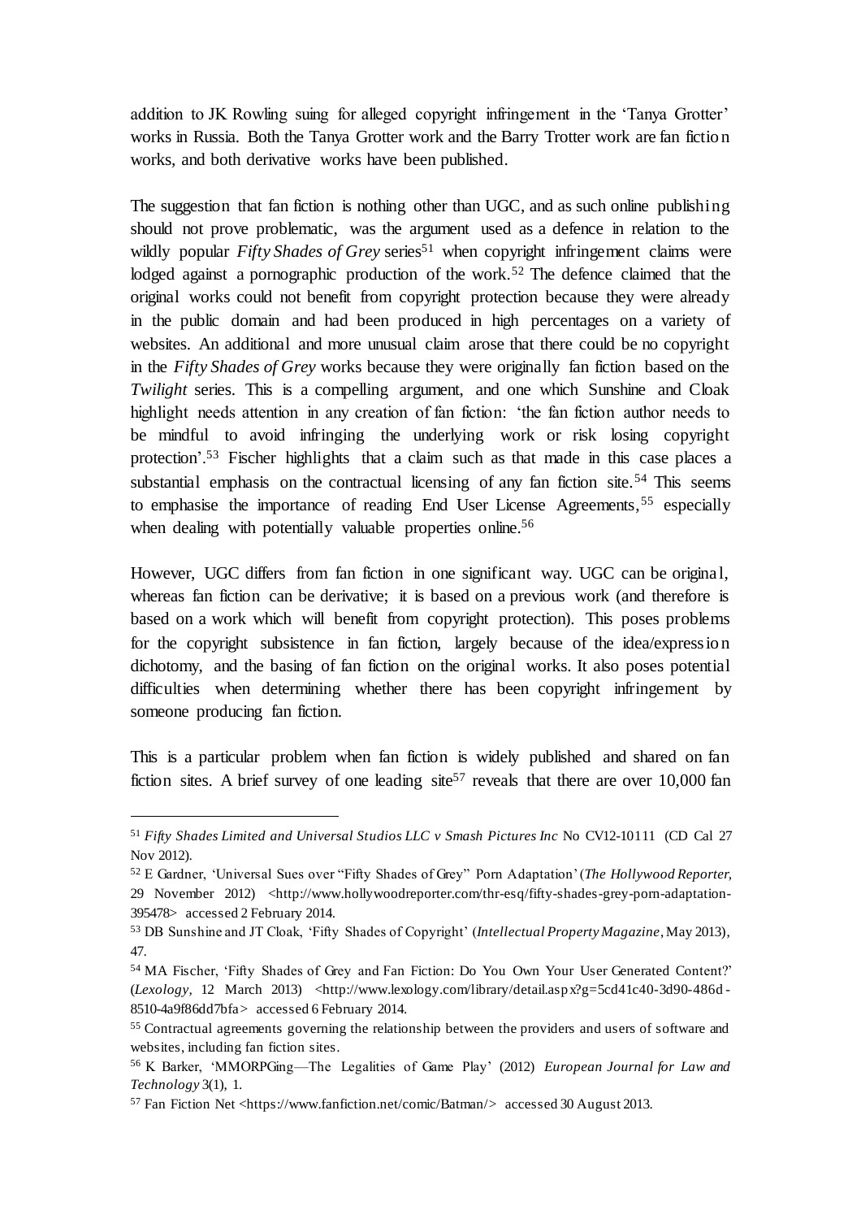addition to JK Rowling suing for alleged copyright infringement in the 'Tanya Grotter' works in Russia. Both the Tanya Grotter work and the Barry Trotter work are fan fiction works, and both derivative works have been published.

The suggestion that fan fiction is nothing other than UGC, and as such online publishing should not prove problematic, was the argument used as a defence in relation to the wildly popular *Fifty Shades of Grey* series[51] when copyright infringement claims were lodged against a pornographic production of the work.[52] The defence claimed that the original works could not benefit from copyright protection because they were already in the public domain and had been produced in high percentages on a variety of websites. An additional and more unusual claim arose that there could be no copyright in the *Fifty Shades of Grey* works because they were originally fan fiction based on the *Twilight* series. This is a compelling argument, and one which Sunshine and Cloak highlight needs attention in any creation of fan fiction: 'the fan fiction author needs to be mindful to avoid infringing the underlying work or risk losing copyright protection'.[53] Fischer highlights that a claim such as that made in this case places a substantial emphasis on the contractual licensing of any fan fiction site.[54] This seems to emphasise the importance of reading End User License Agreements,[55] especially when dealing with potentially valuable properties online.[56]

However, UGC differs from fan fiction in one significant way. UGC can be original, whereas fan fiction can be derivative; it is based on a previous work (and therefore is based on a work which will benefit from copyright protection). This poses problems for the copyright subsistence in fan fiction, largely because of the idea/expression dichotomy, and the basing of fan fiction on the original works. It also poses potential difficulties when determining whether there has been copyright infringement by someone producing fan fiction.

This is a particular problem when fan fiction is widely published and shared on fan fiction sites. A brief survey of one leading site[57] reveals that there are over 10,000 fan

---

[51] *Fifty Shades Limited and Universal Studios LLC v Smash Pictures Inc* No CV12-10111 (CD Cal 27 Nov 2012).

[52] E Gardner, 'Universal Sues over "Fifty Shades of Grey" Porn Adaptation' (*The Hollywood Reporter,* 29 November 2012) <http://www.hollywoodreporter.com/thr-esq/fifty-shades-grey-porn-adaptation-395478> accessed 2 February 2014.

[53] DB Sunshine and JT Cloak, 'Fifty Shades of Copyright' (*Intellectual Property Magazine*, May 2013), 47.

[54] MA Fischer, 'Fifty Shades of Grey and Fan Fiction: Do You Own Your User Generated Content?' (*Lexology,* 12 March 2013) <http://www.lexology.com/library/detail.aspx?g=5cd41c40-3d90-486d-8510-4a9f86dd7bfa> accessed 6 February 2014.

[55] Contractual agreements governing the relationship between the providers and users of software and websites, including fan fiction sites.

[56] K Barker, 'MMORPGing—The Legalities of Game Play' (2012) *European Journal for Law and Technology* 3(1), 1.

[57] Fan Fiction Net <https://www.fanfiction.net/comic/Batman/> accessed 30 August 2013.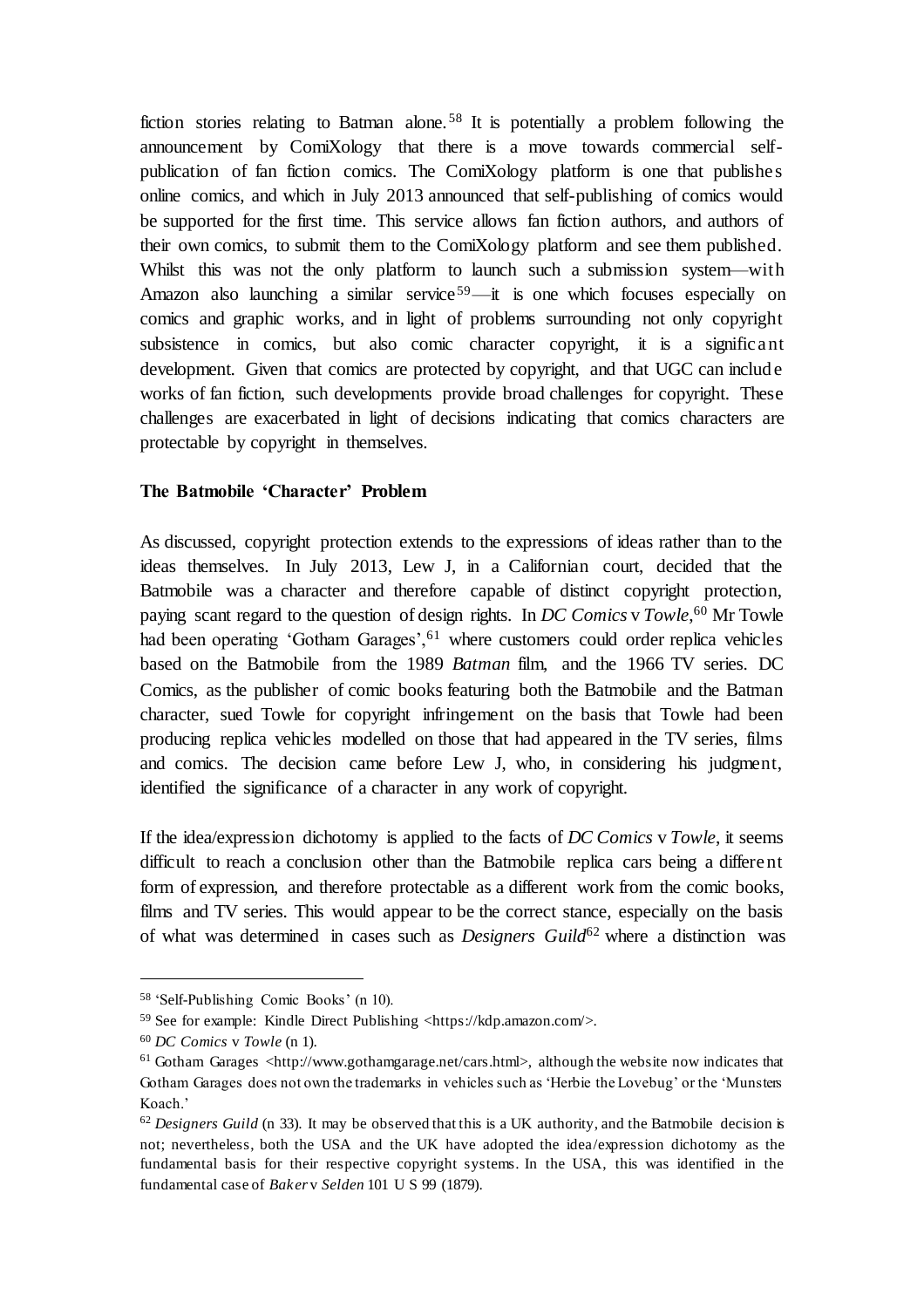fiction stories relating to Batman alone.[58] It is potentially a problem following the announcement by ComiXology that there is a move towards commercial self-publication of fan fiction comics. The ComiXology platform is one that publishes online comics, and which in July 2013 announced that self-publishing of comics would be supported for the first time. This service allows fan fiction authors, and authors of their own comics, to submit them to the ComiXology platform and see them published. Whilst this was not the only platform to launch such a submission system—with Amazon also launching a similar service[59]—it is one which focuses especially on comics and graphic works, and in light of problems surrounding not only copyright subsistence in comics, but also comic character copyright, it is a significant development. Given that comics are protected by copyright, and that UGC can include works of fan fiction, such developments provide broad challenges for copyright. These challenges are exacerbated in light of decisions indicating that comics characters are protectable by copyright in themselves.

**The Batmobile 'Character' Problem**

As discussed, copyright protection extends to the expressions of ideas rather than to the ideas themselves. In July 2013, Lew J, in a Californian court, decided that the Batmobile was a character and therefore capable of distinct copyright protection, paying scant regard to the question of design rights. In *DC Comics* v *Towle*,[60] Mr Towle had been operating 'Gotham Garages',[61] where customers could order replica vehicles based on the Batmobile from the 1989 *Batman* film, and the 1966 TV series. DC Comics, as the publisher of comic books featuring both the Batmobile and the Batman character, sued Towle for copyright infringement on the basis that Towle had been producing replica vehicles modelled on those that had appeared in the TV series, films and comics. The decision came before Lew J, who, in considering his judgment, identified the significance of a character in any work of copyright.

If the idea/expression dichotomy is applied to the facts of *DC Comics* v *Towle*, it seems difficult to reach a conclusion other than the Batmobile replica cars being a different form of expression, and therefore protectable as a different work from the comic books, films and TV series. This would appear to be the correct stance, especially on the basis of what was determined in cases such as *Designers Guild*[62] where a distinction was

---

[58] 'Self-Publishing Comic Books' (n 10).

[59] See for example: Kindle Direct Publishing <https://kdp.amazon.com/>.

[60] *DC Comics* v *Towle* (n 1).

[61] Gotham Garages <http://www.gothamgarage.net/cars.html>, although the website now indicates that Gotham Garages does not own the trademarks in vehicles such as 'Herbie the Lovebug' or the 'Munsters Koach.'

[62] *Designers Guild* (n 33). It may be observed that this is a UK authority, and the Batmobile decision is not; nevertheless, both the USA and the UK have adopted the idea/expression dichotomy as the fundamental basis for their respective copyright systems. In the USA, this was identified in the fundamental case of *Baker* v *Selden* 101 U S 99 (1879).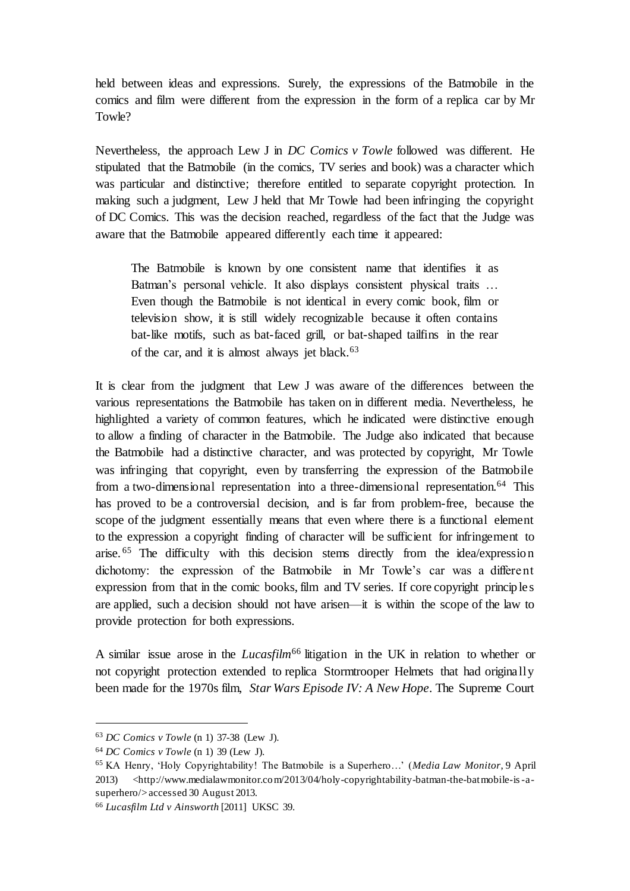held between ideas and expressions. Surely, the expressions of the Batmobile in the comics and film were different from the expression in the form of a replica car by Mr Towle?

Nevertheless, the approach Lew J in *DC Comics v Towle* followed was different. He stipulated that the Batmobile (in the comics, TV series and book) was a character which was particular and distinctive; therefore entitled to separate copyright protection. In making such a judgment, Lew J held that Mr Towle had been infringing the copyright of DC Comics. This was the decision reached, regardless of the fact that the Judge was aware that the Batmobile appeared differently each time it appeared:

> The Batmobile is known by one consistent name that identifies it as Batman's personal vehicle. It also displays consistent physical traits … Even though the Batmobile is not identical in every comic book, film or television show, it is still widely recognizable because it often contains bat-like motifs, such as bat-faced grill, or bat-shaped tailfins in the rear of the car, and it is almost always jet black.[63]

It is clear from the judgment that Lew J was aware of the differences between the various representations the Batmobile has taken on in different media. Nevertheless, he highlighted a variety of common features, which he indicated were distinctive enough to allow a finding of character in the Batmobile. The Judge also indicated that because the Batmobile had a distinctive character, and was protected by copyright, Mr Towle was infringing that copyright, even by transferring the expression of the Batmobile from a two-dimensional representation into a three-dimensional representation.[64] This has proved to be a controversial decision, and is far from problem-free, because the scope of the judgment essentially means that even where there is a functional element to the expression a copyright finding of character will be sufficient for infringement to arise.[65] The difficulty with this decision stems directly from the idea/expression dichotomy: the expression of the Batmobile in Mr Towle's car was a different expression from that in the comic books, film and TV series. If core copyright principles are applied, such a decision should not have arisen—it is within the scope of the law to provide protection for both expressions.

A similar issue arose in the *Lucasfilm*[66] litigation in the UK in relation to whether or not copyright protection extended to replica Stormtrooper Helmets that had originally been made for the 1970s film, *Star Wars Episode IV: A New Hope*. The Supreme Court

---

[63] *DC Comics v Towle* (n 1) 37-38 (Lew J).

[64] *DC Comics v Towle* (n 1) 39 (Lew J).

[65] KA Henry, 'Holy Copyrightability! The Batmobile is a Superhero…' (*Media Law Monitor*, 9 April 2013) <http://www.medialawmonitor.com/2013/04/holy-copyrightability-batman-the-batmobile-is-a-superhero/> accessed 30 August 2013.

[66] *Lucasfilm Ltd v Ainsworth* [2011] UKSC 39.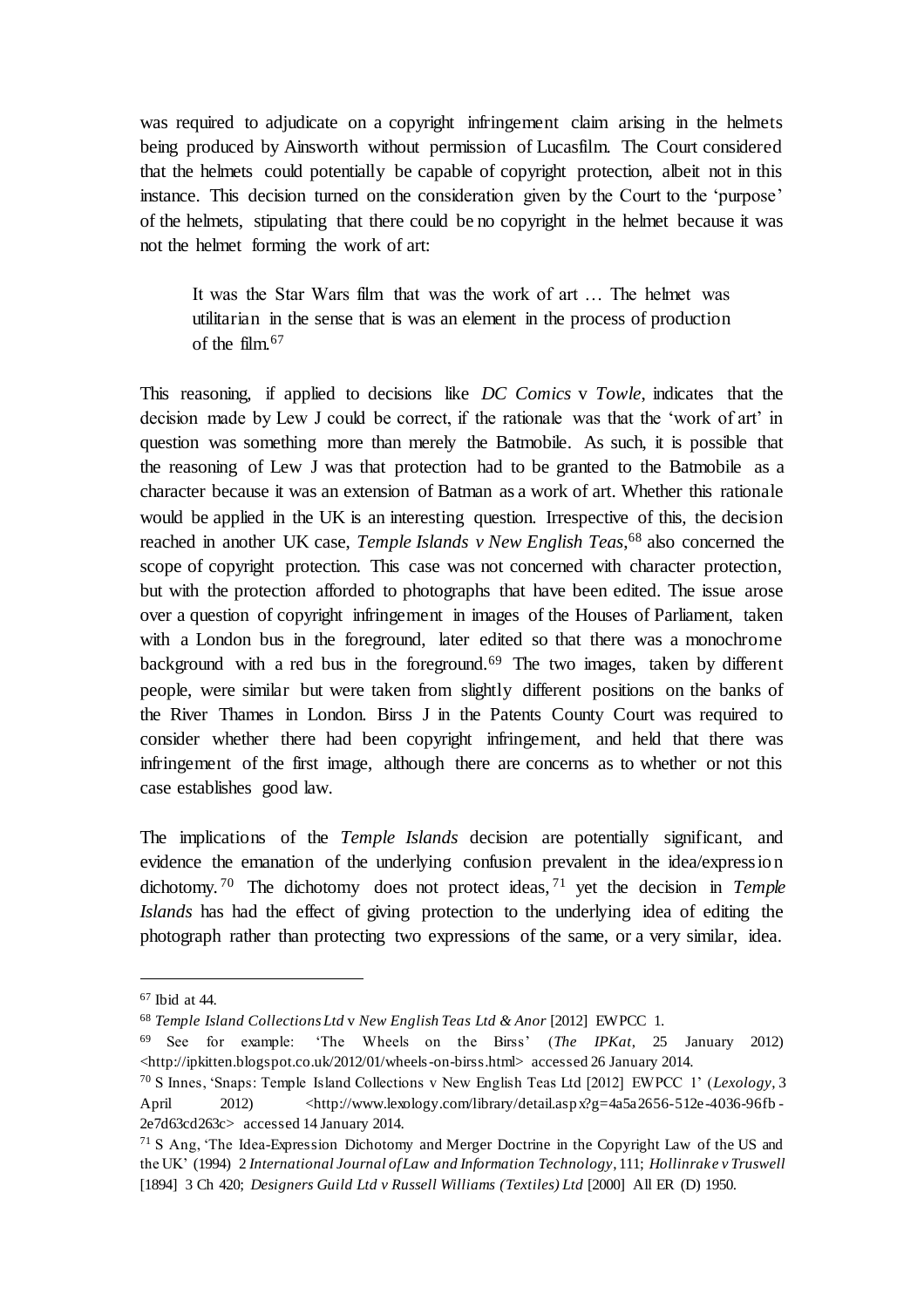was required to adjudicate on a copyright infringement claim arising in the helmets being produced by Ainsworth without permission of Lucasfilm. The Court considered that the helmets could potentially be capable of copyright protection, albeit not in this instance. This decision turned on the consideration given by the Court to the 'purpose' of the helmets, stipulating that there could be no copyright in the helmet because it was not the helmet forming the work of art:

> It was the Star Wars film that was the work of art … The helmet was utilitarian in the sense that is was an element in the process of production of the film.[67]

This reasoning, if applied to decisions like *DC Comics* v *Towle*, indicates that the decision made by Lew J could be correct, if the rationale was that the 'work of art' in question was something more than merely the Batmobile. As such, it is possible that the reasoning of Lew J was that protection had to be granted to the Batmobile as a character because it was an extension of Batman as a work of art. Whether this rationale would be applied in the UK is an interesting question. Irrespective of this, the decision reached in another UK case, *Temple Islands v New English Teas*,[68] also concerned the scope of copyright protection. This case was not concerned with character protection, but with the protection afforded to photographs that have been edited. The issue arose over a question of copyright infringement in images of the Houses of Parliament, taken with a London bus in the foreground, later edited so that there was a monochrome background with a red bus in the foreground.[69] The two images, taken by different people, were similar but were taken from slightly different positions on the banks of the River Thames in London. Birss J in the Patents County Court was required to consider whether there had been copyright infringement, and held that there was infringement of the first image, although there are concerns as to whether or not this case establishes good law.

The implications of the *Temple Islands* decision are potentially significant, and evidence the emanation of the underlying confusion prevalent in the idea/expression dichotomy.[70] The dichotomy does not protect ideas,[71] yet the decision in *Temple Islands* has had the effect of giving protection to the underlying idea of editing the photograph rather than protecting two expressions of the same, or a very similar, idea.

---

[67] Ibid at 44.

[68] *Temple Island Collections Ltd* v *New English Teas Ltd & Anor* [2012] EWPCC 1.

[69] See for example: 'The Wheels on the Birss' (*The IPKat*, 25 January 2012) <http://ipkitten.blogspot.co.uk/2012/01/wheels-on-birss.html> accessed 26 January 2014.

[70] S Innes, 'Snaps: Temple Island Collections v New English Teas Ltd [2012] EWPCC 1' (*Lexology*, 3 April 2012) <http://www.lexology.com/library/detail.aspx?g=4a5a2656-512e-4036-96fb-2e7d63cd263c> accessed 14 January 2014.

[71] S Ang, 'The Idea-Expression Dichotomy and Merger Doctrine in the Copyright Law of the US and the UK' (1994) 2 *International Journal of Law and Information Technology*, 111; *Hollinrake v Truswell* [1894] 3 Ch 420; *Designers Guild Ltd v Russell Williams (Textiles) Ltd* [2000] All ER (D) 1950.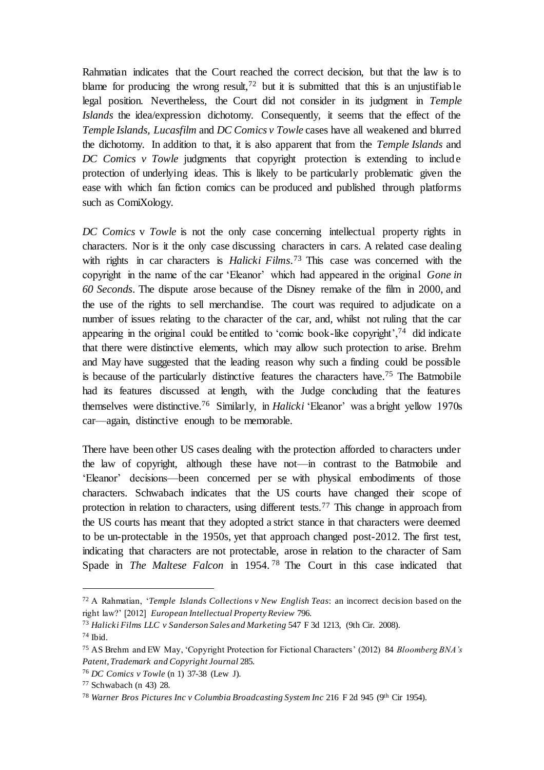Rahmatian indicates that the Court reached the correct decision, but that the law is to blame for producing the wrong result,[72] but it is submitted that this is an unjustifiable legal position. Nevertheless, the Court did not consider in its judgment in *Temple Islands* the idea/expression dichotomy. Consequently, it seems that the effect of the *Temple Islands, Lucasfilm* and *DC Comics v Towle* cases have all weakened and blurred the dichotomy. In addition to that, it is also apparent that from the *Temple Islands* and *DC Comics v Towle* judgments that copyright protection is extending to include protection of underlying ideas. This is likely to be particularly problematic given the ease with which fan fiction comics can be produced and published through platforms such as ComiXology.

*DC Comics* v *Towle* is not the only case concerning intellectual property rights in characters. Nor is it the only case discussing characters in cars. A related case dealing with rights in car characters is *Halicki Films*.[73] This case was concerned with the copyright in the name of the car 'Eleanor' which had appeared in the original *Gone in 60 Seconds*. The dispute arose because of the Disney remake of the film in 2000, and the use of the rights to sell merchandise. The court was required to adjudicate on a number of issues relating to the character of the car, and, whilst not ruling that the car appearing in the original could be entitled to 'comic book-like copyright',[74] did indicate that there were distinctive elements, which may allow such protection to arise. Brehm and May have suggested that the leading reason why such a finding could be possible is because of the particularly distinctive features the characters have.[75] The Batmobile had its features discussed at length, with the Judge concluding that the features themselves were distinctive.[76] Similarly, in *Halicki* 'Eleanor' was a bright yellow 1970s car—again, distinctive enough to be memorable.

There have been other US cases dealing with the protection afforded to characters under the law of copyright, although these have not—in contrast to the Batmobile and 'Eleanor' decisions—been concerned per se with physical embodiments of those characters. Schwabach indicates that the US courts have changed their scope of protection in relation to characters, using different tests.[77] This change in approach from the US courts has meant that they adopted a strict stance in that characters were deemed to be un-protectable in the 1950s, yet that approach changed post-2012. The first test, indicating that characters are not protectable, arose in relation to the character of Sam Spade in *The Maltese Falcon* in 1954.[78] The Court in this case indicated that

---

[72] A Rahmatian, '*Temple Islands Collections v New English Teas*: an incorrect decision based on the right law?' [2012] *European Intellectual Property Review* 796.

[73] *Halicki Films LLC v Sanderson Sales and Marketing* 547 F 3d 1213, (9th Cir. 2008).

[74] Ibid.

[75] AS Brehm and EW May, 'Copyright Protection for Fictional Characters' (2012) 84 *Bloomberg BNA's Patent, Trademark and Copyright Journal* 285.

[76] *DC Comics v Towle* (n 1) 37-38 (Lew J).

[77] Schwabach (n 43) 28.

[78] *Warner Bros Pictures Inc v Columbia Broadcasting System Inc* 216 F 2d 945 (9th Cir 1954).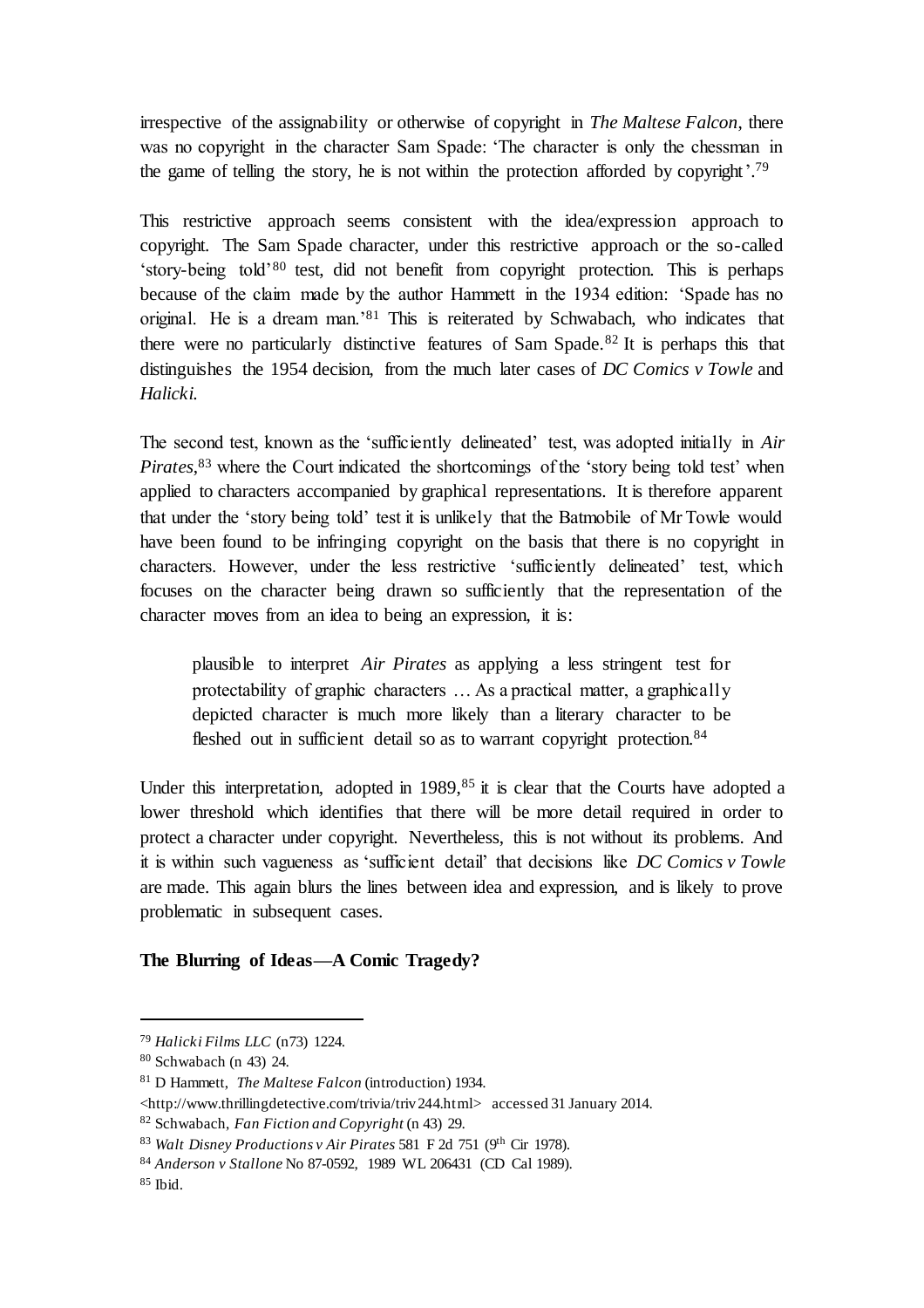irrespective of the assignability or otherwise of copyright in *The Maltese Falcon*, there was no copyright in the character Sam Spade: 'The character is only the chessman in the game of telling the story, he is not within the protection afforded by copyright'.[79]

This restrictive approach seems consistent with the idea/expression approach to copyright. The Sam Spade character, under this restrictive approach or the so-called 'story-being told'[80] test, did not benefit from copyright protection. This is perhaps because of the claim made by the author Hammett in the 1934 edition: 'Spade has no original. He is a dream man.'[81] This is reiterated by Schwabach, who indicates that there were no particularly distinctive features of Sam Spade.[82] It is perhaps this that distinguishes the 1954 decision, from the much later cases of *DC Comics v Towle* and *Halicki*.

The second test, known as the 'sufficiently delineated' test, was adopted initially in *Air Pirates*,[83] where the Court indicated the shortcomings of the 'story being told test' when applied to characters accompanied by graphical representations. It is therefore apparent that under the 'story being told' test it is unlikely that the Batmobile of Mr Towle would have been found to be infringing copyright on the basis that there is no copyright in characters. However, under the less restrictive 'sufficiently delineated' test, which focuses on the character being drawn so sufficiently that the representation of the character moves from an idea to being an expression, it is:

> plausible to interpret *Air Pirates* as applying a less stringent test for protectability of graphic characters … As a practical matter, a graphically depicted character is much more likely than a literary character to be fleshed out in sufficient detail so as to warrant copyright protection.[84]

Under this interpretation, adopted in 1989,[85] it is clear that the Courts have adopted a lower threshold which identifies that there will be more detail required in order to protect a character under copyright. Nevertheless, this is not without its problems. And it is within such vagueness as 'sufficient detail' that decisions like *DC Comics v Towle* are made. This again blurs the lines between idea and expression, and is likely to prove problematic in subsequent cases.

**The Blurring of Ideas—A Comic Tragedy?**

---

[79] *Halicki Films LLC* (n73) 1224.

[80] Schwabach (n 43) 24.

[81] D Hammett, *The Maltese Falcon* (introduction) 1934. <http://www.thrillingdetective.com/trivia/triv244.html> accessed 31 January 2014.

[82] Schwabach, *Fan Fiction and Copyright* (n 43) 29.

[83] *Walt Disney Productions v Air Pirates* 581 F 2d 751 (9th Cir 1978).

[84] *Anderson v Stallone* No 87-0592, 1989 WL 206431 (CD Cal 1989).

[85] Ibid.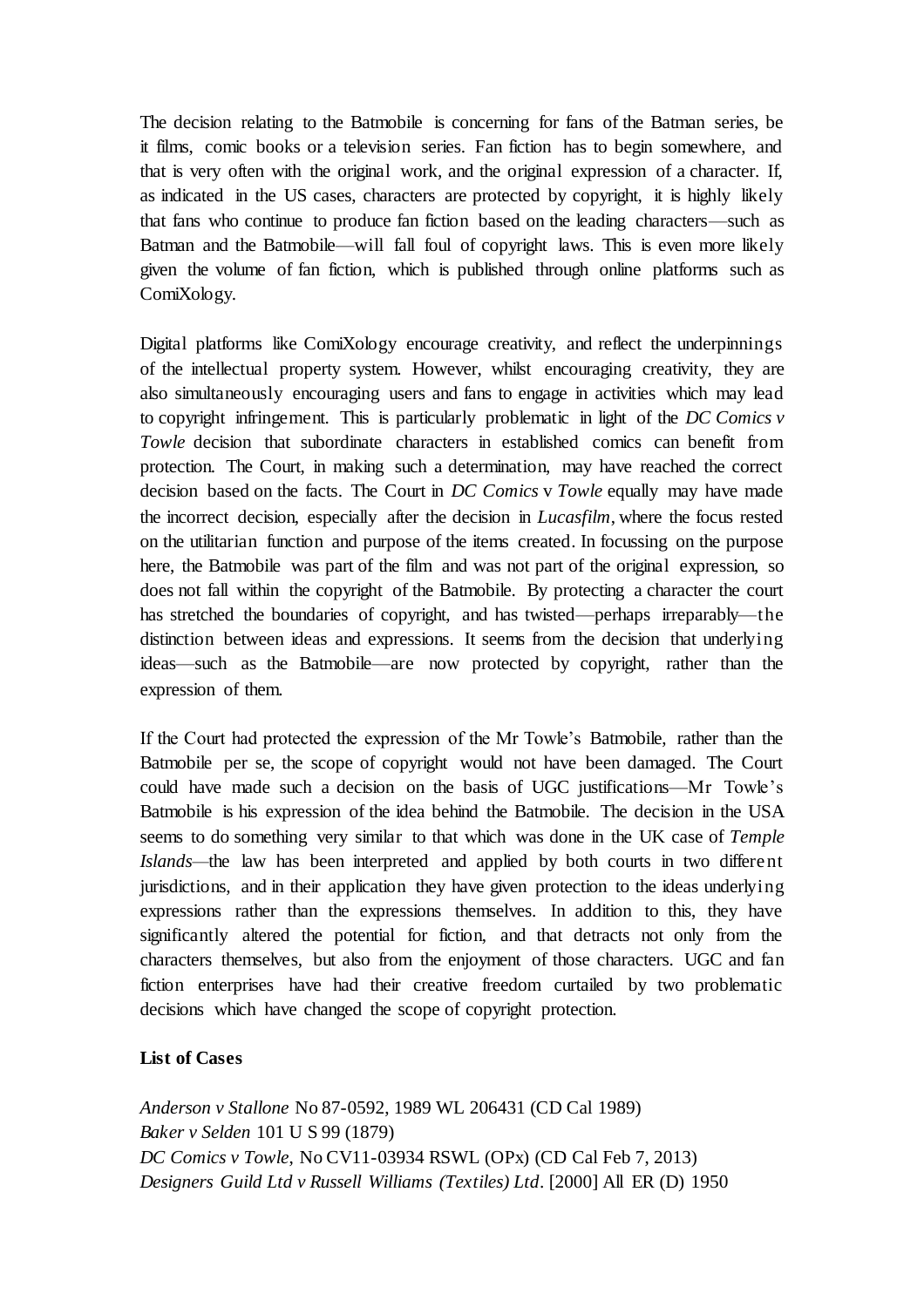The decision relating to the Batmobile is concerning for fans of the Batman series, be it films, comic books or a television series. Fan fiction has to begin somewhere, and that is very often with the original work, and the original expression of a character. If, as indicated in the US cases, characters are protected by copyright, it is highly likely that fans who continue to produce fan fiction based on the leading characters—such as Batman and the Batmobile—will fall foul of copyright laws. This is even more likely given the volume of fan fiction, which is published through online platforms such as ComiXology.

Digital platforms like ComiXology encourage creativity, and reflect the underpinnings of the intellectual property system. However, whilst encouraging creativity, they are also simultaneously encouraging users and fans to engage in activities which may lead to copyright infringement. This is particularly problematic in light of the *DC Comics v Towle* decision that subordinate characters in established comics can benefit from protection. The Court, in making such a determination, may have reached the correct decision based on the facts. The Court in *DC Comics* v *Towle* equally may have made the incorrect decision, especially after the decision in *Lucasfilm*, where the focus rested on the utilitarian function and purpose of the items created. In focussing on the purpose here, the Batmobile was part of the film and was not part of the original expression, so does not fall within the copyright of the Batmobile. By protecting a character the court has stretched the boundaries of copyright, and has twisted—perhaps irreparably—the distinction between ideas and expressions. It seems from the decision that underlying ideas—such as the Batmobile—are now protected by copyright, rather than the expression of them.

If the Court had protected the expression of the Mr Towle's Batmobile, rather than the Batmobile per se, the scope of copyright would not have been damaged. The Court could have made such a decision on the basis of UGC justifications—Mr Towle's Batmobile is his expression of the idea behind the Batmobile. The decision in the USA seems to do something very similar to that which was done in the UK case of *Temple Islands*—the law has been interpreted and applied by both courts in two different jurisdictions, and in their application they have given protection to the ideas underlying expressions rather than the expressions themselves. In addition to this, they have significantly altered the potential for fiction, and that detracts not only from the characters themselves, but also from the enjoyment of those characters. UGC and fan fiction enterprises have had their creative freedom curtailed by two problematic decisions which have changed the scope of copyright protection.

**List of Cases**

*Anderson v Stallone* No 87-0592, 1989 WL 206431 (CD Cal 1989)
*Baker v Selden* 101 U S 99 (1879)
*DC Comics v Towle*, No CV11-03934 RSWL (OPx) (CD Cal Feb 7, 2013)
*Designers Guild Ltd v Russell Williams (Textiles) Ltd*. [2000] All ER (D) 1950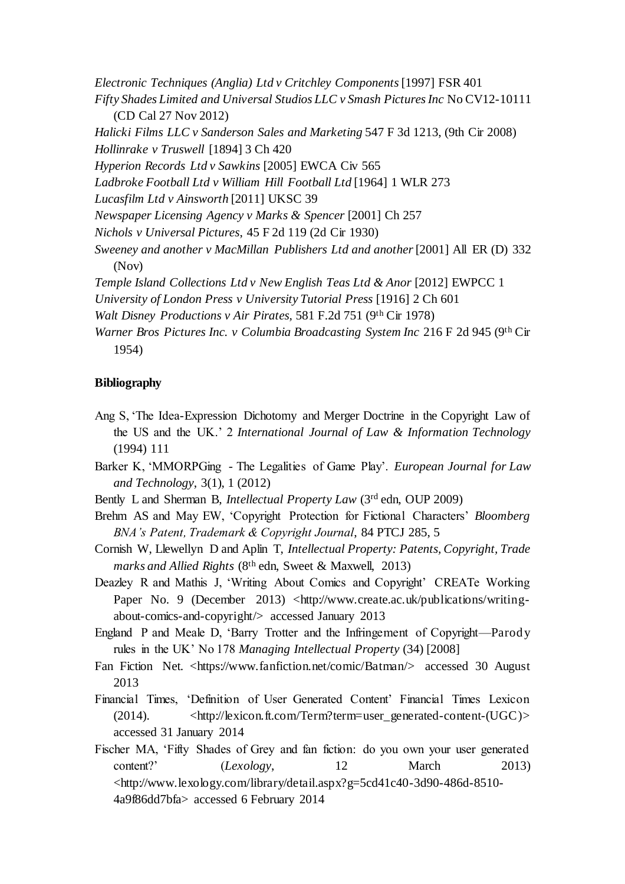*Electronic Techniques (Anglia) Ltd v Critchley Components* [1997] FSR 401

*Fifty Shades Limited and Universal Studios LLC v Smash Pictures Inc* No CV12-10111 (CD Cal 27 Nov 2012)

*Halicki Films LLC v Sanderson Sales and Marketing* 547 F 3d 1213, (9th Cir 2008)

*Hollinrake v Truswell* [1894] 3 Ch 420

*Hyperion Records Ltd v Sawkins* [2005] EWCA Civ 565

*Ladbroke Football Ltd v William Hill Football Ltd* [1964] 1 WLR 273

*Lucasfilm Ltd v Ainsworth* [2011] UKSC 39

*Newspaper Licensing Agency v Marks & Spencer* [2001] Ch 257

*Nichols v Universal Pictures*, 45 F 2d 119 (2d Cir 1930)

*Sweeney and another v MacMillan Publishers Ltd and another* [2001] All ER (D) 332 (Nov)

*Temple Island Collections Ltd v New English Teas Ltd & Anor* [2012] EWPCC 1

*University of London Press v University Tutorial Press* [1916] 2 Ch 601

*Walt Disney Productions v Air Pirates*, 581 F.2d 751 (9th Cir 1978)

*Warner Bros Pictures Inc. v Columbia Broadcasting System Inc* 216 F 2d 945 (9th Cir 1954)

**Bibliography**

Ang S, 'The Idea-Expression Dichotomy and Merger Doctrine in the Copyright Law of the US and the UK.' 2 *International Journal of Law & Information Technology* (1994) 111

Barker K, 'MMORPGing - The Legalities of Game Play'. *European Journal for Law and Technology*, 3(1), 1 (2012)

Bently L and Sherman B, *Intellectual Property Law* (3rd edn, OUP 2009)

Brehm AS and May EW, 'Copyright Protection for Fictional Characters' *Bloomberg BNA's Patent, Trademark & Copyright Journal*, 84 PTCJ 285, 5

Cornish W, Llewellyn D and Aplin T, *Intellectual Property: Patents, Copyright, Trade marks and Allied Rights* (8th edn, Sweet & Maxwell, 2013)

Deazley R and Mathis J, 'Writing About Comics and Copyright' CREATe Working Paper No. 9 (December 2013) <http://www.create.ac.uk/publications/writing-about-comics-and-copyright/> accessed January 2013

England P and Meale D, 'Barry Trotter and the Infringement of Copyright—Parody rules in the UK' No 178 *Managing Intellectual Property* (34) [2008]

Fan Fiction Net. <https://www.fanfiction.net/comic/Batman/> accessed 30 August 2013

Financial Times, 'Definition of User Generated Content' Financial Times Lexicon (2014). <http://lexicon.ft.com/Term?term=user_generated-content-(UGC)> accessed 31 January 2014

Fischer MA, 'Fifty Shades of Grey and fan fiction: do you own your user generated content?' (*Lexology*, 12 March 2013) <http://www.lexology.com/library/detail.aspx?g=5cd41c40-3d90-486d-8510-4a9f86dd7bfa> accessed 6 February 2014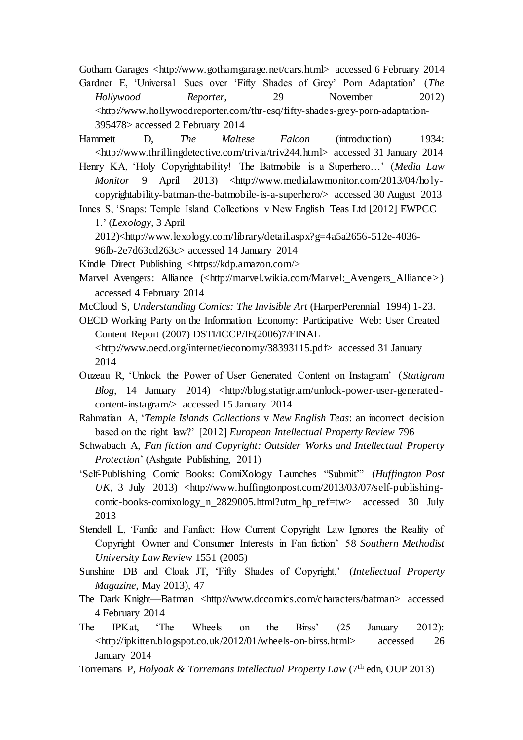Gotham Garages <http://www.gothamgarage.net/cars.html> accessed 6 February 2014

Gardner E, 'Universal Sues over 'Fifty Shades of Grey' Porn Adaptation' (*The Hollywood Reporter*, 29 November 2012) <http://www.hollywoodreporter.com/thr-esq/fifty-shades-grey-porn-adaptation-395478> accessed 2 February 2014

Hammett D, *The Maltese Falcon* (introduction) 1934: <http://www.thrillingdetective.com/trivia/triv244.html> accessed 31 January 2014

Henry KA, 'Holy Copyrightability! The Batmobile is a Superhero…' (*Media Law Monitor* 9 April 2013) <http://www.medialawmonitor.com/2013/04/holy-copyrightability-batman-the-batmobile-is-a-superhero/> accessed 30 August 2013

Innes S, 'Snaps: Temple Island Collections v New English Teas Ltd [2012] EWPCC 1.' (*Lexology*, 3 April 2012)<http://www.lexology.com/library/detail.aspx?g=4a5a2656-512e-4036-96fb-2e7d63cd263c> accessed 14 January 2014

Kindle Direct Publishing <https://kdp.amazon.com/>

Marvel Avengers: Alliance (<http://marvel.wikia.com/Marvel:_Avengers_Alliance>) accessed 4 February 2014

McCloud S, *Understanding Comics: The Invisible Art* (HarperPerennial 1994) 1-23.

OECD Working Party on the Information Economy: Participative Web: User Created Content Report (2007) DSTI/ICCP/IE(2006)7/FINAL <http://www.oecd.org/internet/ieconomy/38393115.pdf> accessed 31 January 2014

Ouzeau R, 'Unlock the Power of User Generated Content on Instagram' (*Statigram Blog*, 14 January 2014) <http://blog.statigr.am/unlock-power-user-generated-content-instagram/> accessed 15 January 2014

Rahmatian A, '*Temple Islands Collections* v *New English Teas*: an incorrect decision based on the right law?' [2012] *European Intellectual Property Review* 796

Schwabach A, *Fan fiction and Copyright: Outsider Works and Intellectual Property Protection*' (Ashgate Publishing, 2011)

'Self-Publishing Comic Books: ComiXology Launches "Submit"' (*Huffington Post UK*, 3 July 2013) <http://www.huffingtonpost.com/2013/03/07/self-publishing-comic-books-comixology_n_2829005.html?utm_hp_ref=tw> accessed 30 July 2013

Stendell L, 'Fanfic and Fanfact: How Current Copyright Law Ignores the Reality of Copyright Owner and Consumer Interests in Fan fiction' 58 *Southern Methodist University Law Review* 1551 (2005)

Sunshine DB and Cloak JT, 'Fifty Shades of Copyright,' (*Intellectual Property Magazine*, May 2013), 47

The Dark Knight—Batman <http://www.dccomics.com/characters/batman> accessed 4 February 2014

The IPKat, 'The Wheels on the Birss' (25 January 2012): <http://ipkitten.blogspot.co.uk/2012/01/wheels-on-birss.html> accessed 26 January 2014

Torremans P, *Holyoak & Torremans Intellectual Property Law* (7th edn, OUP 2013)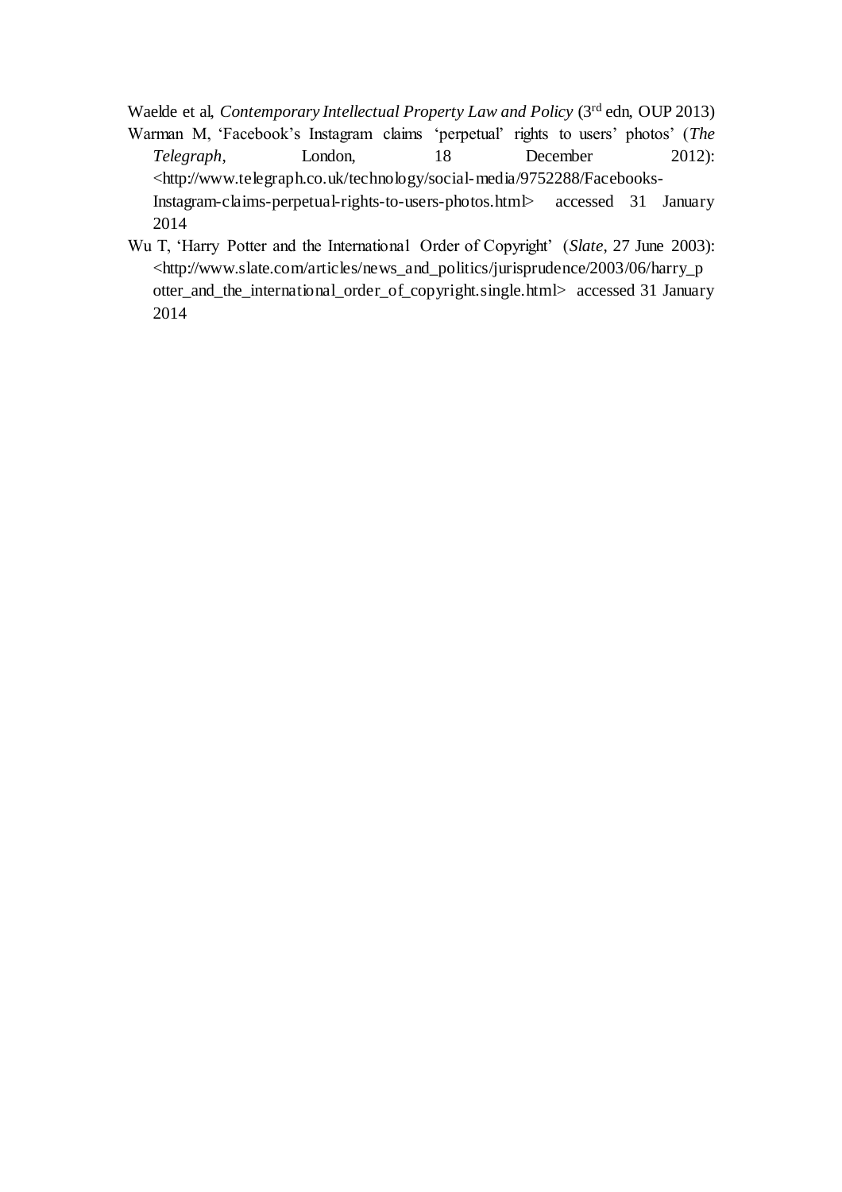Waelde et al, *Contemporary Intellectual Property Law and Policy* (3rd edn, OUP 2013)

Warman M, 'Facebook's Instagram claims 'perpetual' rights to users' photos' (*The Telegraph*, London, 18 December 2012): <http://www.telegraph.co.uk/technology/social-media/9752288/Facebooks-Instagram-claims-perpetual-rights-to-users-photos.html> accessed 31 January 2014

Wu T, 'Harry Potter and the International Order of Copyright' (*Slate*, 27 June 2003): <http://www.slate.com/articles/news_and_politics/jurisprudence/2003/06/harry_potter_and_the_international_order_of_copyright.single.html> accessed 31 January 2014